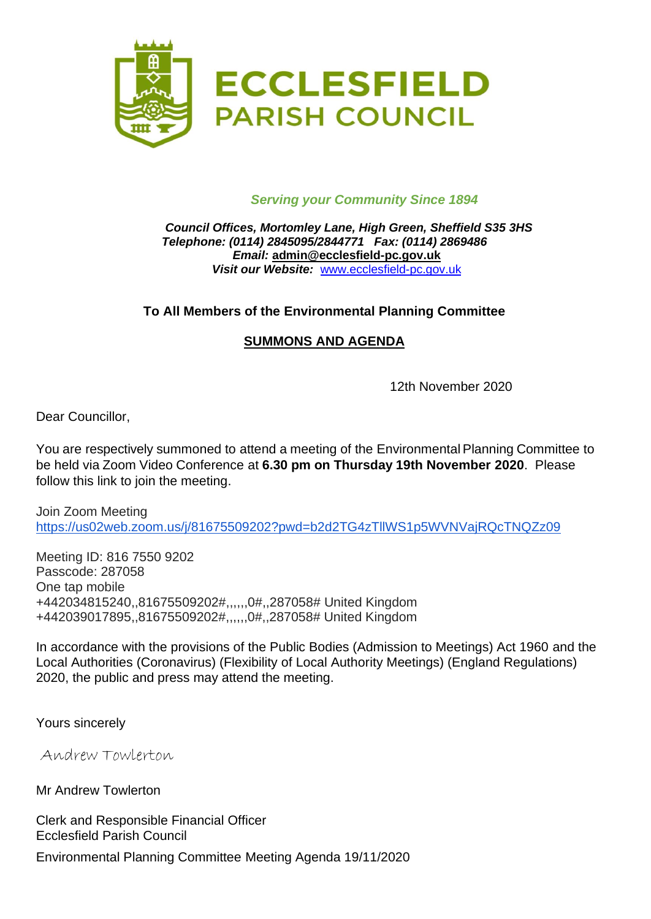# ECCLESFIELD PARISH COUNCIL

*Serving your Community Since 1894*

***Council Offices, Mortomley Lane, High Green, Sheffield S35 3HS***
***Telephone: (0114) 2845095/2844771 Fax: (0114) 2869486***
***Email:* admin@ecclesfield-pc.gov.uk**
***Visit our Website:*** www.ecclesfield-pc.gov.uk

**To All Members of the Environmental Planning Committee**

## SUMMONS AND AGENDA

12th November 2020

Dear Councillor,

You are respectively summoned to attend a meeting of the Environmental Planning Committee to be held via Zoom Video Conference at **6.30 pm on Thursday 19th November 2020**. Please follow this link to join the meeting.

Join Zoom Meeting
https://us02web.zoom.us/j/81675509202?pwd=b2d2TG4zTllWS1p5WVNVajRQcTNQZz09

Meeting ID: 816 7550 9202
Passcode: 287058
One tap mobile
+442034815240,,81675509202#,,,,,,0#,,287058# United Kingdom
+442039017895,,81675509202#,,,,,,0#,,287058# United Kingdom

In accordance with the provisions of the Public Bodies (Admission to Meetings) Act 1960 and the Local Authorities (Coronavirus) (Flexibility of Local Authority Meetings) (England Regulations) 2020, the public and press may attend the meeting.

Yours sincerely

Andrew Towlerton

Mr Andrew Towlerton

Clerk and Responsible Financial Officer
Ecclesfield Parish Council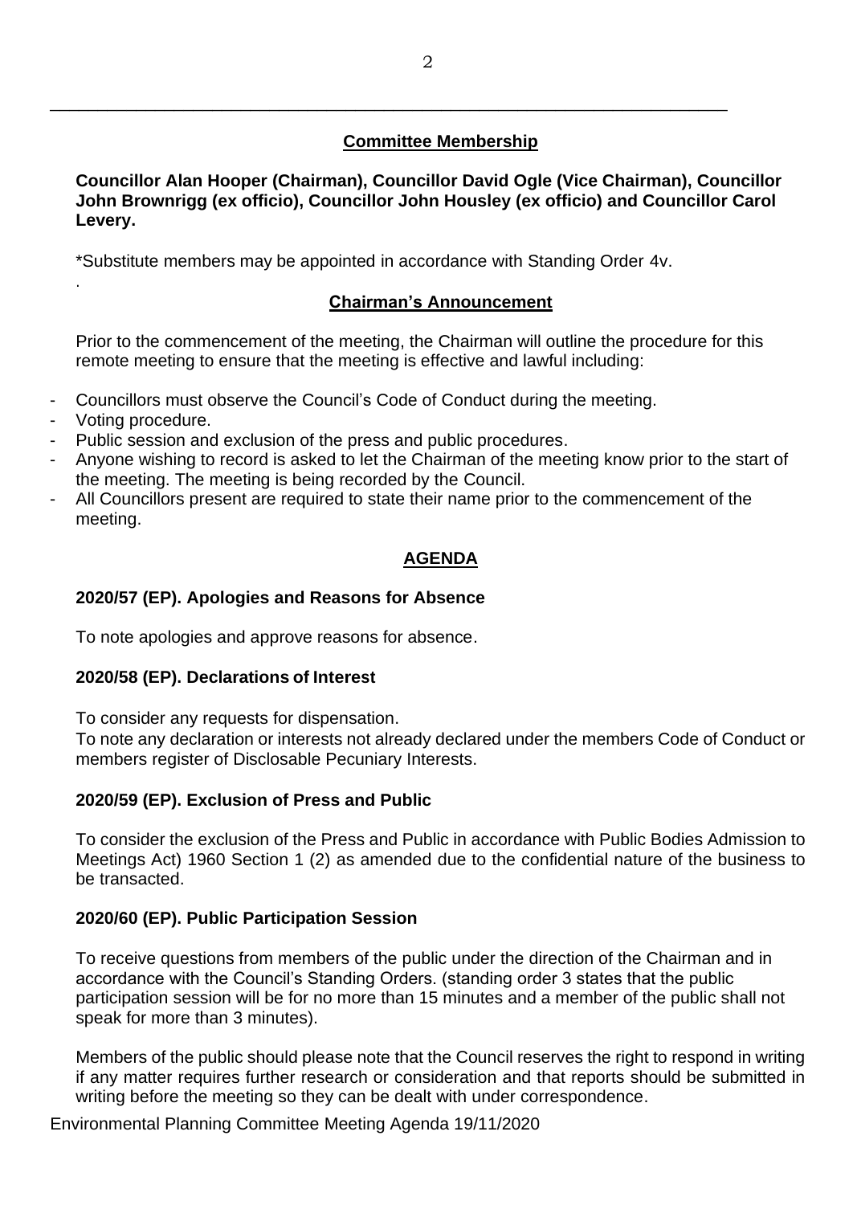## Committee Membership

**Councillor Alan Hooper (Chairman), Councillor David Ogle (Vice Chairman), Councillor John Brownrigg (ex officio), Councillor John Housley (ex officio) and Councillor Carol Levery.**

*Substitute members may be appointed in accordance with Standing Order 4v.

## Chairman's Announcement

Prior to the commencement of the meeting, the Chairman will outline the procedure for this remote meeting to ensure that the meeting is effective and lawful including:

- Councillors must observe the Council's Code of Conduct during the meeting.
- Voting procedure.
- Public session and exclusion of the press and public procedures.
- Anyone wishing to record is asked to let the Chairman of the meeting know prior to the start of the meeting. The meeting is being recorded by the Council.
- All Councillors present are required to state their name prior to the commencement of the meeting.

## AGENDA

### 2020/57 (EP). Apologies and Reasons for Absence

To note apologies and approve reasons for absence.

### 2020/58 (EP). Declarations of Interest

To consider any requests for dispensation.
To note any declaration or interests not already declared under the members Code of Conduct or members register of Disclosable Pecuniary Interests.

### 2020/59 (EP). Exclusion of Press and Public

To consider the exclusion of the Press and Public in accordance with Public Bodies Admission to Meetings Act) 1960 Section 1 (2) as amended due to the confidential nature of the business to be transacted.

### 2020/60 (EP). Public Participation Session

To receive questions from members of the public under the direction of the Chairman and in accordance with the Council's Standing Orders. (standing order 3 states that the public participation session will be for no more than 15 minutes and a member of the public shall not speak for more than 3 minutes).

Members of the public should please note that the Council reserves the right to respond in writing if any matter requires further research or consideration and that reports should be submitted in writing before the meeting so they can be dealt with under correspondence.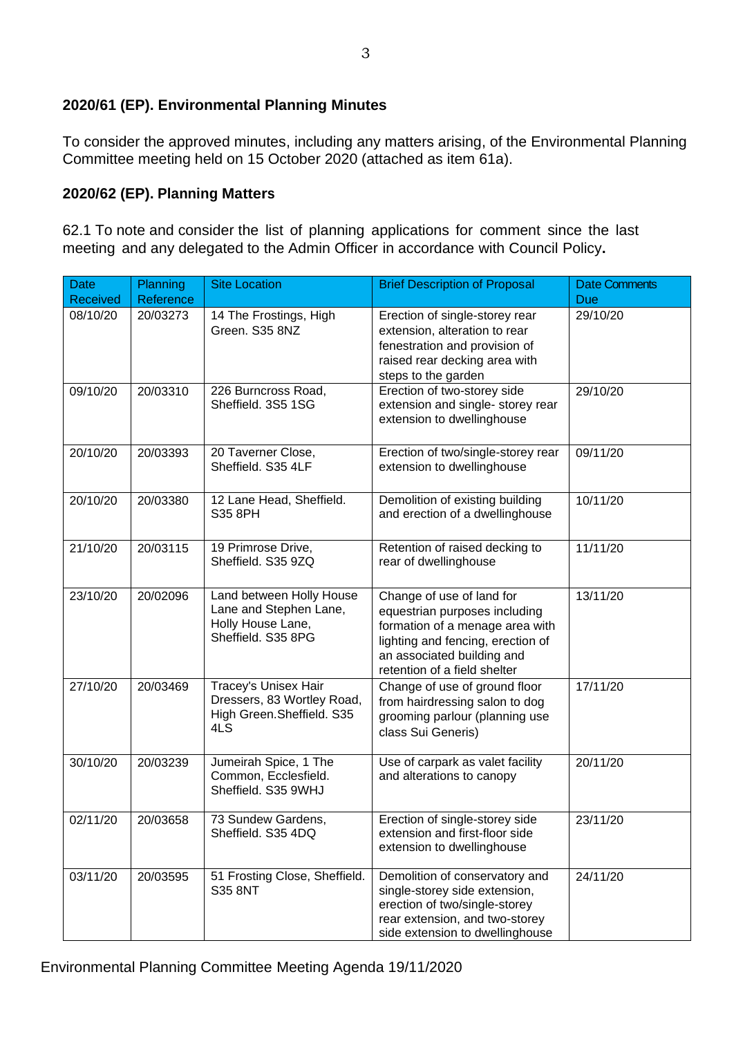**2020/61 (EP). Environmental Planning Minutes**

To consider the approved minutes, including any matters arising, of the Environmental Planning Committee meeting held on 15 October 2020 (attached as item 61a).

**2020/62 (EP). Planning Matters**

62.1 To note and consider the list of planning applications for comment since the last meeting and any delegated to the Admin Officer in accordance with Council Policy**.**

| Date Received | Planning Reference | Site Location | Brief Description of Proposal | Date Comments Due |
|---|---|---|---|---|
| 08/10/20 | 20/03273 | 14 The Frostings, High Green. S35 8NZ | Erection of single-storey rear extension, alteration to rear fenestration and provision of raised rear decking area with steps to the garden | 29/10/20 |
| 09/10/20 | 20/03310 | 226 Burncross Road, Sheffield. 3S5 1SG | Erection of two-storey side extension and single- storey rear extension to dwellinghouse | 29/10/20 |
| 20/10/20 | 20/03393 | 20 Taverner Close, Sheffield. S35 4LF | Erection of two/single-storey rear extension to dwellinghouse | 09/11/20 |
| 20/10/20 | 20/03380 | 12 Lane Head, Sheffield. S35 8PH | Demolition of existing building and erection of a dwellinghouse | 10/11/20 |
| 21/10/20 | 20/03115 | 19 Primrose Drive, Sheffield. S35 9ZQ | Retention of raised decking to rear of dwellinghouse | 11/11/20 |
| 23/10/20 | 20/02096 | Land between Holly House Lane and Stephen Lane, Holly House Lane, Sheffield. S35 8PG | Change of use of land for equestrian purposes including formation of a menage area with lighting and fencing, erection of an associated building and retention of a field shelter | 13/11/20 |
| 27/10/20 | 20/03469 | Tracey's Unisex Hair Dressers, 83 Wortley Road, High Green.Sheffield. S35 4LS | Change of use of ground floor from hairdressing salon to dog grooming parlour (planning use class Sui Generis) | 17/11/20 |
| 30/10/20 | 20/03239 | Jumeirah Spice, 1 The Common, Ecclesfield. Sheffield. S35 9WHJ | Use of carpark as valet facility and alterations to canopy | 20/11/20 |
| 02/11/20 | 20/03658 | 73 Sundew Gardens, Sheffield. S35 4DQ | Erection of single-storey side extension and first-floor side extension to dwellinghouse | 23/11/20 |
| 03/11/20 | 20/03595 | 51 Frosting Close, Sheffield. S35 8NT | Demolition of conservatory and single-storey side extension, erection of two/single-storey rear extension, and two-storey side extension to dwellinghouse | 24/11/20 |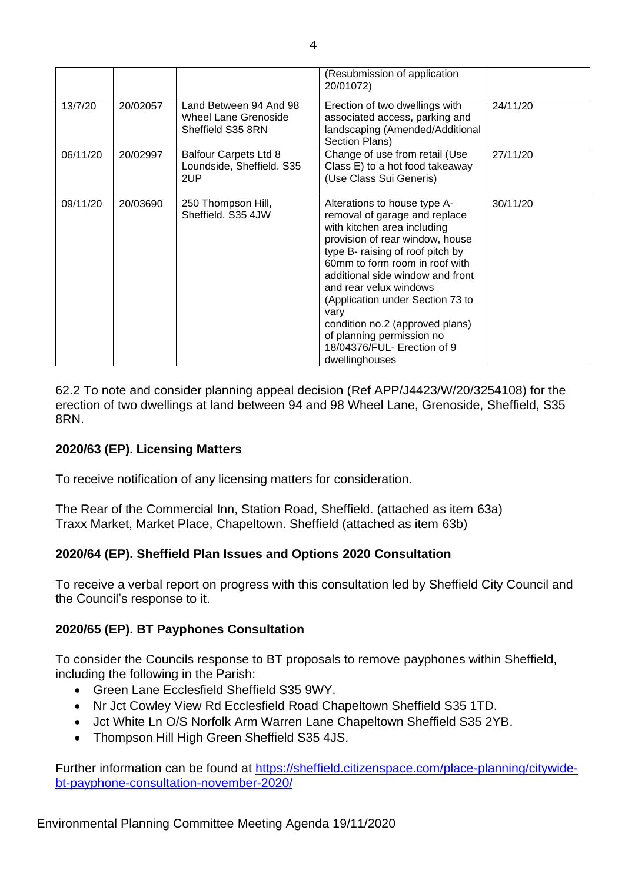| | | | (Resubmission of application 20/01072) | |
|---|---|---|---|---|
| 13/7/20 | 20/02057 | Land Between 94 And 98 Wheel Lane Grenoside Sheffield S35 8RN | Erection of two dwellings with associated access, parking and landscaping (Amended/Additional Section Plans) | 24/11/20 |
| 06/11/20 | 20/02997 | Balfour Carpets Ltd 8 Loundside, Sheffield. S35 2UP | Change of use from retail (Use Class E) to a hot food takeaway (Use Class Sui Generis) | 27/11/20 |
| 09/11/20 | 20/03690 | 250 Thompson Hill, Sheffield. S35 4JW | Alterations to house type A- removal of garage and replace with kitchen area including provision of rear window, house type B- raising of roof pitch by 60mm to form room in roof with additional side window and front and rear velux windows (Application under Section 73 to vary condition no.2 (approved plans) of planning permission no 18/04376/FUL- Erection of 9 dwellinghouses | 30/11/20 |

62.2 To note and consider planning appeal decision (Ref APP/J4423/W/20/3254108) for the erection of two dwellings at land between 94 and 98 Wheel Lane, Grenoside, Sheffield, S35 8RN.

**2020/63 (EP). Licensing Matters**

To receive notification of any licensing matters for consideration.

The Rear of the Commercial Inn, Station Road, Sheffield. (attached as item 63a)
Traxx Market, Market Place, Chapeltown. Sheffield (attached as item 63b)

**2020/64 (EP). Sheffield Plan Issues and Options 2020 Consultation**

To receive a verbal report on progress with this consultation led by Sheffield City Council and the Council's response to it.

**2020/65 (EP). BT Payphones Consultation**

To consider the Councils response to BT proposals to remove payphones within Sheffield, including the following in the Parish:

- Green Lane Ecclesfield Sheffield S35 9WY.
- Nr Jct Cowley View Rd Ecclesfield Road Chapeltown Sheffield S35 1TD.
- Jct White Ln O/S Norfolk Arm Warren Lane Chapeltown Sheffield S35 2YB.
- Thompson Hill High Green Sheffield S35 4JS.

Further information can be found at https://sheffield.citizenspace.com/place-planning/citywide-bt-payphone-consultation-november-2020/

Environmental Planning Committee Meeting Agenda 19/11/2020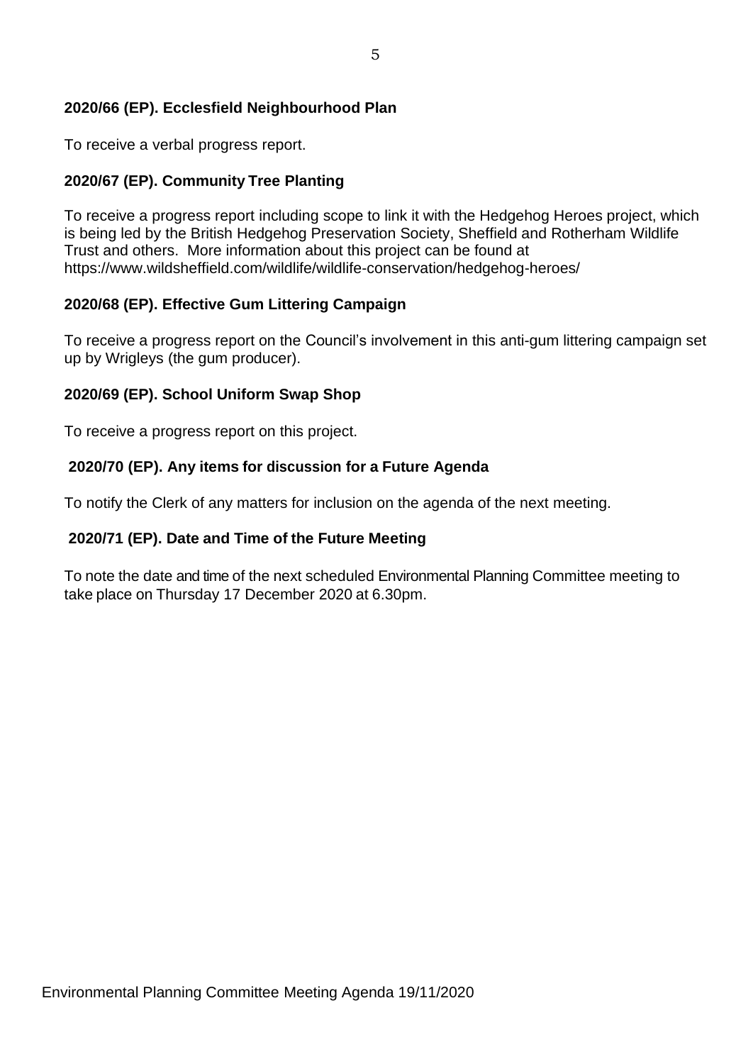**2020/66 (EP). Ecclesfield Neighbourhood Plan**

To receive a verbal progress report.

**2020/67 (EP). Community Tree Planting**

To receive a progress report including scope to link it with the Hedgehog Heroes project, which is being led by the British Hedgehog Preservation Society, Sheffield and Rotherham Wildlife Trust and others. More information about this project can be found at https://www.wildsheffield.com/wildlife/wildlife-conservation/hedgehog-heroes/

**2020/68 (EP). Effective Gum Littering Campaign**

To receive a progress report on the Council's involvement in this anti-gum littering campaign set up by Wrigleys (the gum producer).

**2020/69 (EP). School Uniform Swap Shop**

To receive a progress report on this project.

**2020/70 (EP). Any items for discussion for a Future Agenda**

To notify the Clerk of any matters for inclusion on the agenda of the next meeting.

**2020/71 (EP). Date and Time of the Future Meeting**

To note the date and time of the next scheduled Environmental Planning Committee meeting to take place on Thursday 17 December 2020 at 6.30pm.